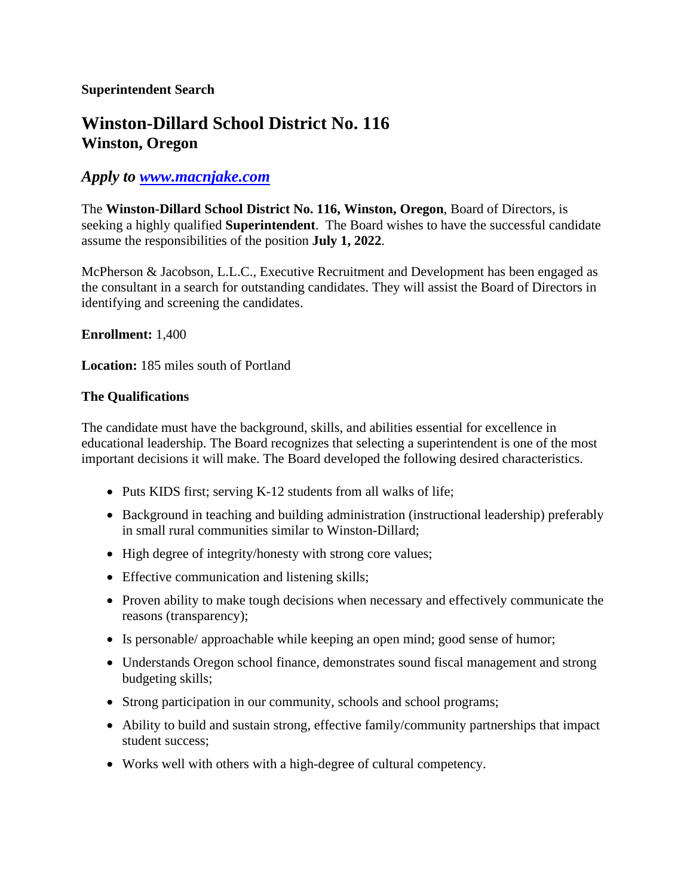**Superintendent Search**

# Winston-Dillard School District No. 116
## Winston, Oregon

### *Apply to [www.macnjake.com](http://www.macnjake.com)*

The **Winston-Dillard School District No. 116, Winston, Oregon**, Board of Directors, is seeking a highly qualified **Superintendent**. The Board wishes to have the successful candidate assume the responsibilities of the position **July 1, 2022**.

McPherson & Jacobson, L.L.C., Executive Recruitment and Development has been engaged as the consultant in a search for outstanding candidates. They will assist the Board of Directors in identifying and screening the candidates.

**Enrollment:** 1,400

**Location:** 185 miles south of Portland

**The Qualifications**

The candidate must have the background, skills, and abilities essential for excellence in educational leadership. The Board recognizes that selecting a superintendent is one of the most important decisions it will make. The Board developed the following desired characteristics.

- Puts KIDS first; serving K-12 students from all walks of life;
- Background in teaching and building administration (instructional leadership) preferably in small rural communities similar to Winston-Dillard;
- High degree of integrity/honesty with strong core values;
- Effective communication and listening skills;
- Proven ability to make tough decisions when necessary and effectively communicate the reasons (transparency);
- Is personable/ approachable while keeping an open mind; good sense of humor;
- Understands Oregon school finance, demonstrates sound fiscal management and strong budgeting skills;
- Strong participation in our community, schools and school programs;
- Ability to build and sustain strong, effective family/community partnerships that impact student success;
- Works well with others with a high-degree of cultural competency.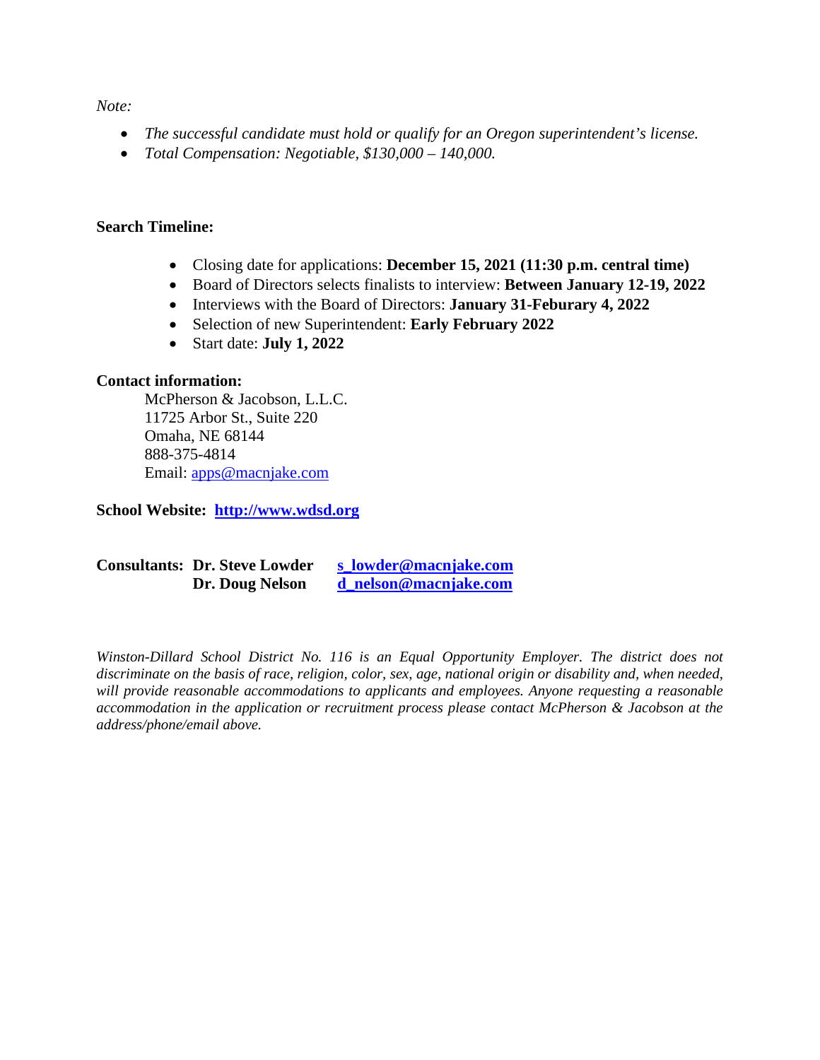*Note:*

- *The successful candidate must hold or qualify for an Oregon superintendent's license.*
- *Total Compensation: Negotiable, $130,000 – 140,000.*

**Search Timeline:**

- Closing date for applications: **December 15, 2021 (11:30 p.m. central time)**
- Board of Directors selects finalists to interview: **Between January 12-19, 2022**
- Interviews with the Board of Directors: **January 31-Feburary 4, 2022**
- Selection of new Superintendent: **Early February 2022**
- Start date: **July 1, 2022**

**Contact information:**

McPherson & Jacobson, L.L.C.
11725 Arbor St., Suite 220
Omaha, NE 68144
888-375-4814
Email: apps@macnjake.com

**School Website: http://www.wdsd.org**

**Consultants: Dr. Steve Lowder s_lowder@macnjake.com**
**Dr. Doug Nelson d_nelson@macnjake.com**

*Winston-Dillard School District No. 116 is an Equal Opportunity Employer. The district does not discriminate on the basis of race, religion, color, sex, age, national origin or disability and, when needed, will provide reasonable accommodations to applicants and employees. Anyone requesting a reasonable accommodation in the application or recruitment process please contact McPherson & Jacobson at the address/phone/email above.*